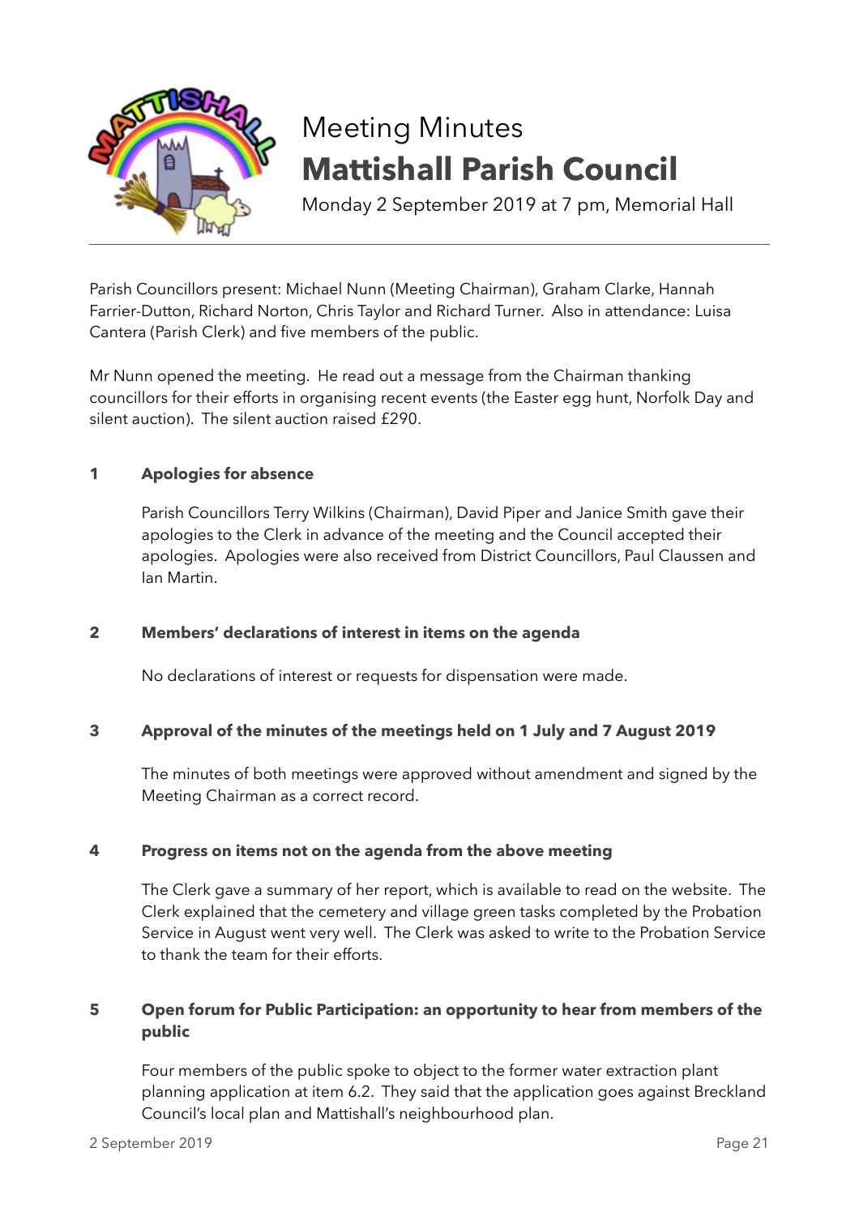# Meeting Minutes

## Mattishall Parish Council

Monday 2 September 2019 at 7 pm, Memorial Hall

---

Parish Councillors present: Michael Nunn (Meeting Chairman), Graham Clarke, Hannah Farrier-Dutton, Richard Norton, Chris Taylor and Richard Turner. Also in attendance: Luisa Cantera (Parish Clerk) and five members of the public.

Mr Nunn opened the meeting. He read out a message from the Chairman thanking councillors for their efforts in organising recent events (the Easter egg hunt, Norfolk Day and silent auction). The silent auction raised £290.

### 1 Apologies for absence

Parish Councillors Terry Wilkins (Chairman), David Piper and Janice Smith gave their apologies to the Clerk in advance of the meeting and the Council accepted their apologies. Apologies were also received from District Councillors, Paul Claussen and Ian Martin.

### 2 Members' declarations of interest in items on the agenda

No declarations of interest or requests for dispensation were made.

### 3 Approval of the minutes of the meetings held on 1 July and 7 August 2019

The minutes of both meetings were approved without amendment and signed by the Meeting Chairman as a correct record.

### 4 Progress on items not on the agenda from the above meeting

The Clerk gave a summary of her report, which is available to read on the website. The Clerk explained that the cemetery and village green tasks completed by the Probation Service in August went very well. The Clerk was asked to write to the Probation Service to thank the team for their efforts.

### 5 Open forum for Public Participation: an opportunity to hear from members of the public

Four members of the public spoke to object to the former water extraction plant planning application at item 6.2. They said that the application goes against Breckland Council's local plan and Mattishall's neighbourhood plan.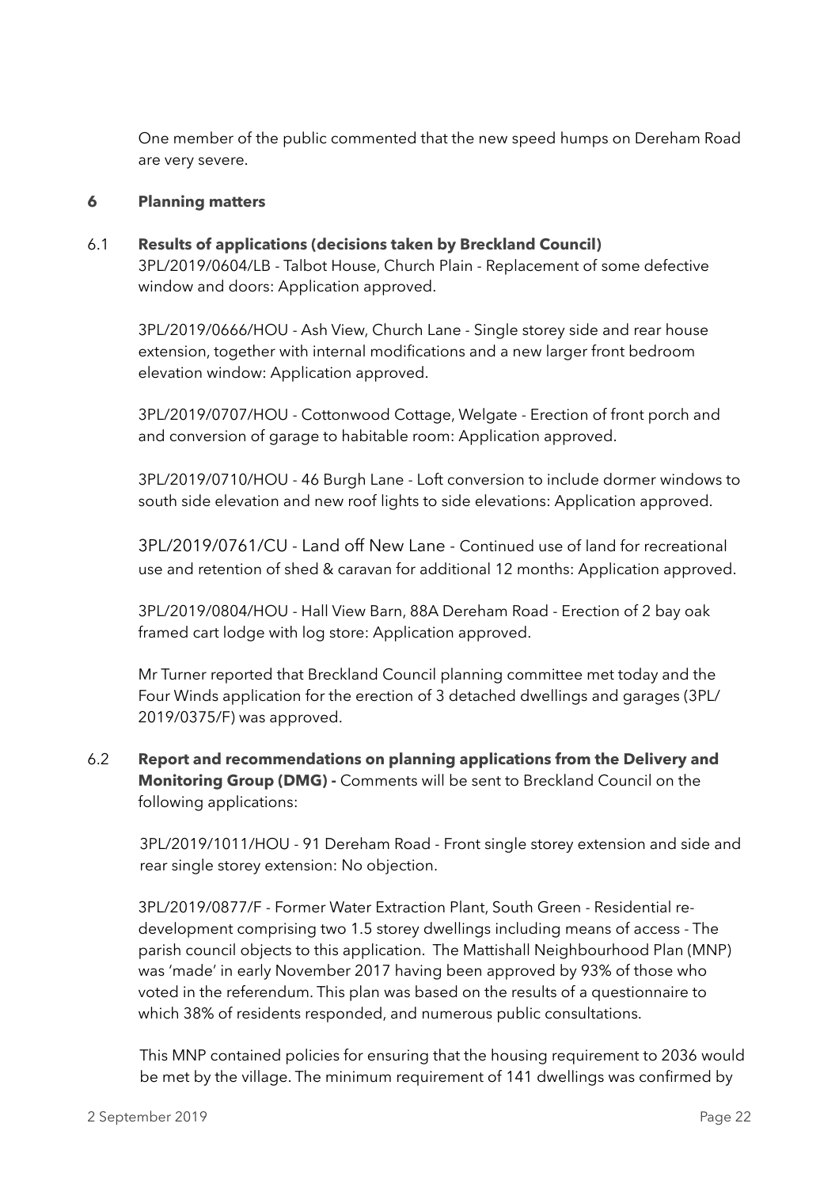One member of the public commented that the new speed humps on Dereham Road are very severe.

## 6 Planning matters

### 6.1 Results of applications (decisions taken by Breckland Council)

3PL/2019/0604/LB - Talbot House, Church Plain - Replacement of some defective window and doors: Application approved.

3PL/2019/0666/HOU - Ash View, Church Lane - Single storey side and rear house extension, together with internal modifications and a new larger front bedroom elevation window: Application approved.

3PL/2019/0707/HOU - Cottonwood Cottage, Welgate - Erection of front porch and and conversion of garage to habitable room: Application approved.

3PL/2019/0710/HOU - 46 Burgh Lane - Loft conversion to include dormer windows to south side elevation and new roof lights to side elevations: Application approved.

3PL/2019/0761/CU - Land off New Lane - Continued use of land for recreational use and retention of shed & caravan for additional 12 months: Application approved.

3PL/2019/0804/HOU - Hall View Barn, 88A Dereham Road - Erection of 2 bay oak framed cart lodge with log store: Application approved.

Mr Turner reported that Breckland Council planning committee met today and the Four Winds application for the erection of 3 detached dwellings and garages (3PL/2019/0375/F) was approved.

### 6.2 Report and recommendations on planning applications from the Delivery and Monitoring Group (DMG) - Comments will be sent to Breckland Council on the following applications:

3PL/2019/1011/HOU - 91 Dereham Road - Front single storey extension and side and rear single storey extension: No objection.

3PL/2019/0877/F - Former Water Extraction Plant, South Green - Residential re-development comprising two 1.5 storey dwellings including means of access - The parish council objects to this application. The Mattishall Neighbourhood Plan (MNP) was 'made' in early November 2017 having been approved by 93% of those who voted in the referendum. This plan was based on the results of a questionnaire to which 38% of residents responded, and numerous public consultations.

This MNP contained policies for ensuring that the housing requirement to 2036 would be met by the village. The minimum requirement of 141 dwellings was confirmed by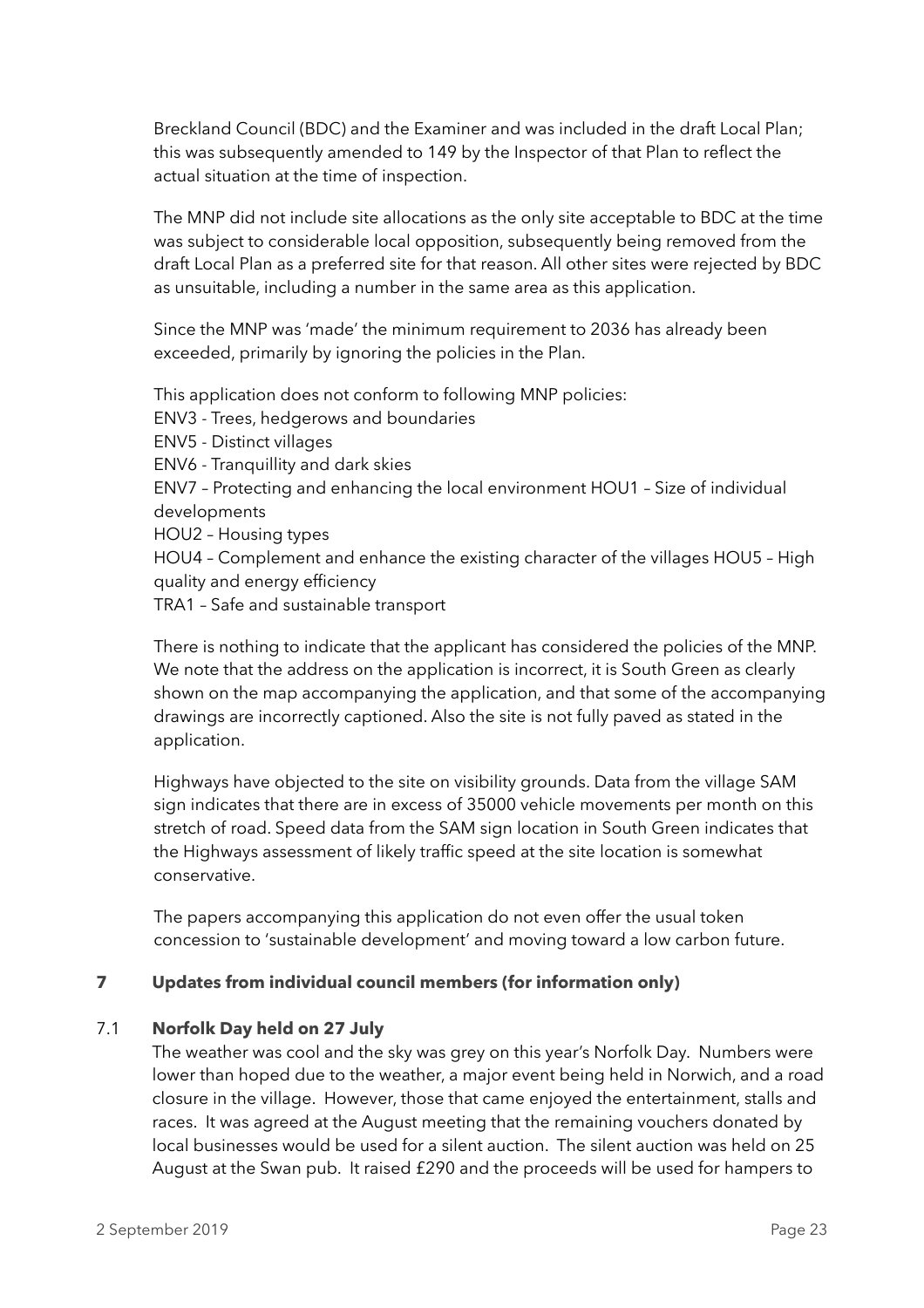Breckland Council (BDC) and the Examiner and was included in the draft Local Plan; this was subsequently amended to 149 by the Inspector of that Plan to reflect the actual situation at the time of inspection.

The MNP did not include site allocations as the only site acceptable to BDC at the time was subject to considerable local opposition, subsequently being removed from the draft Local Plan as a preferred site for that reason. All other sites were rejected by BDC as unsuitable, including a number in the same area as this application.

Since the MNP was 'made' the minimum requirement to 2036 has already been exceeded, primarily by ignoring the policies in the Plan.

This application does not conform to following MNP policies:
ENV3 - Trees, hedgerows and boundaries
ENV5 - Distinct villages
ENV6 - Tranquillity and dark skies
ENV7 – Protecting and enhancing the local environment HOU1 – Size of individual developments
HOU2 – Housing types
HOU4 – Complement and enhance the existing character of the villages HOU5 – High quality and energy efficiency
TRA1 – Safe and sustainable transport

There is nothing to indicate that the applicant has considered the policies of the MNP. We note that the address on the application is incorrect, it is South Green as clearly shown on the map accompanying the application, and that some of the accompanying drawings are incorrectly captioned. Also the site is not fully paved as stated in the application.

Highways have objected to the site on visibility grounds. Data from the village SAM sign indicates that there are in excess of 35000 vehicle movements per month on this stretch of road. Speed data from the SAM sign location in South Green indicates that the Highways assessment of likely traffic speed at the site location is somewhat conservative.

The papers accompanying this application do not even offer the usual token concession to 'sustainable development' and moving toward a low carbon future.

## 7 Updates from individual council members (for information only)

### 7.1 Norfolk Day held on 27 July

The weather was cool and the sky was grey on this year's Norfolk Day. Numbers were lower than hoped due to the weather, a major event being held in Norwich, and a road closure in the village. However, those that came enjoyed the entertainment, stalls and races. It was agreed at the August meeting that the remaining vouchers donated by local businesses would be used for a silent auction. The silent auction was held on 25 August at the Swan pub. It raised £290 and the proceeds will be used for hampers to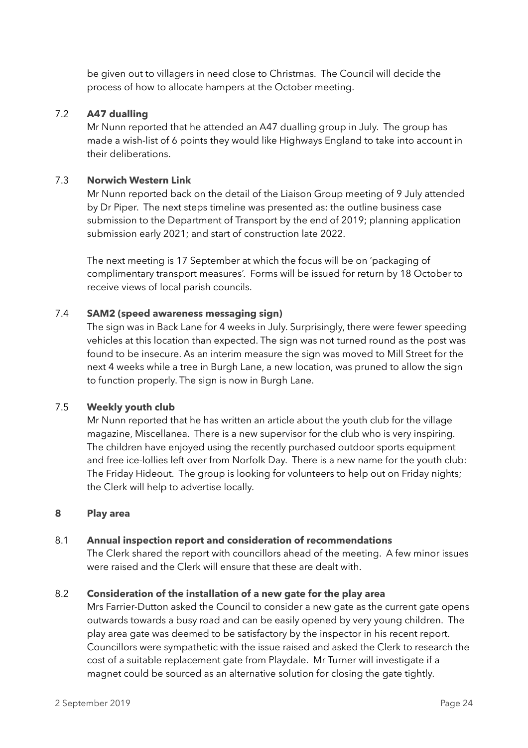be given out to villagers in need close to Christmas. The Council will decide the process of how to allocate hampers at the October meeting.

### 7.2 A47 dualling

Mr Nunn reported that he attended an A47 dualling group in July. The group has made a wish-list of 6 points they would like Highways England to take into account in their deliberations.

### 7.3 Norwich Western Link

Mr Nunn reported back on the detail of the Liaison Group meeting of 9 July attended by Dr Piper. The next steps timeline was presented as: the outline business case submission to the Department of Transport by the end of 2019; planning application submission early 2021; and start of construction late 2022.

The next meeting is 17 September at which the focus will be on 'packaging of complimentary transport measures'. Forms will be issued for return by 18 October to receive views of local parish councils.

### 7.4 SAM2 (speed awareness messaging sign)

The sign was in Back Lane for 4 weeks in July. Surprisingly, there were fewer speeding vehicles at this location than expected. The sign was not turned round as the post was found to be insecure. As an interim measure the sign was moved to Mill Street for the next 4 weeks while a tree in Burgh Lane, a new location, was pruned to allow the sign to function properly. The sign is now in Burgh Lane.

### 7.5 Weekly youth club

Mr Nunn reported that he has written an article about the youth club for the village magazine, Miscellanea. There is a new supervisor for the club who is very inspiring. The children have enjoyed using the recently purchased outdoor sports equipment and free ice-lollies left over from Norfolk Day. There is a new name for the youth club: The Friday Hideout. The group is looking for volunteers to help out on Friday nights; the Clerk will help to advertise locally.

## 8 Play area

### 8.1 Annual inspection report and consideration of recommendations

The Clerk shared the report with councillors ahead of the meeting. A few minor issues were raised and the Clerk will ensure that these are dealt with.

### 8.2 Consideration of the installation of a new gate for the play area

Mrs Farrier-Dutton asked the Council to consider a new gate as the current gate opens outwards towards a busy road and can be easily opened by very young children. The play area gate was deemed to be satisfactory by the inspector in his recent report. Councillors were sympathetic with the issue raised and asked the Clerk to research the cost of a suitable replacement gate from Playdale. Mr Turner will investigate if a magnet could be sourced as an alternative solution for closing the gate tightly.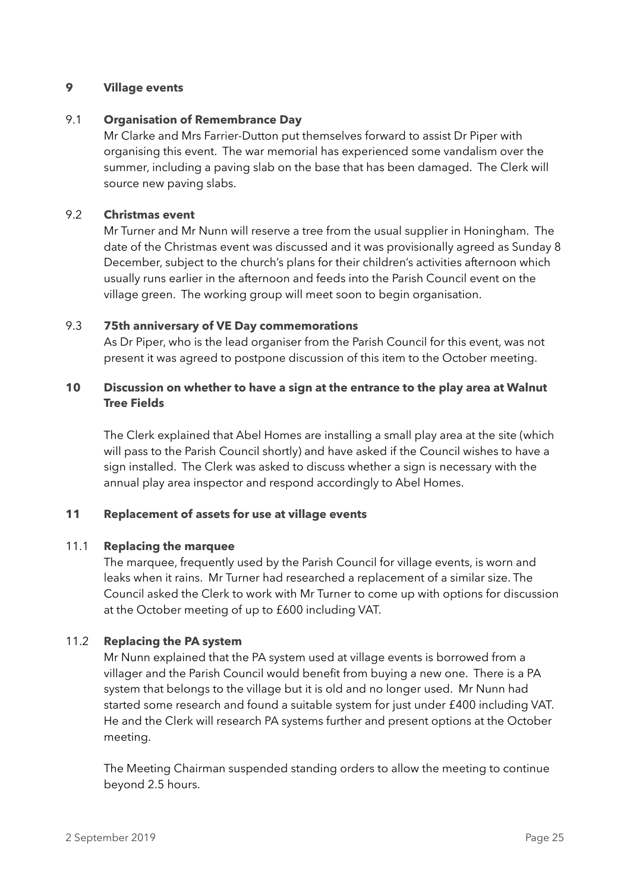## 9 Village events

### 9.1 Organisation of Remembrance Day

Mr Clarke and Mrs Farrier-Dutton put themselves forward to assist Dr Piper with organising this event. The war memorial has experienced some vandalism over the summer, including a paving slab on the base that has been damaged. The Clerk will source new paving slabs.

### 9.2 Christmas event

Mr Turner and Mr Nunn will reserve a tree from the usual supplier in Honingham. The date of the Christmas event was discussed and it was provisionally agreed as Sunday 8 December, subject to the church's plans for their children's activities afternoon which usually runs earlier in the afternoon and feeds into the Parish Council event on the village green. The working group will meet soon to begin organisation.

### 9.3 75th anniversary of VE Day commemorations

As Dr Piper, who is the lead organiser from the Parish Council for this event, was not present it was agreed to postpone discussion of this item to the October meeting.

## 10 Discussion on whether to have a sign at the entrance to the play area at Walnut Tree Fields

The Clerk explained that Abel Homes are installing a small play area at the site (which will pass to the Parish Council shortly) and have asked if the Council wishes to have a sign installed. The Clerk was asked to discuss whether a sign is necessary with the annual play area inspector and respond accordingly to Abel Homes.

## 11 Replacement of assets for use at village events

### 11.1 Replacing the marquee

The marquee, frequently used by the Parish Council for village events, is worn and leaks when it rains. Mr Turner had researched a replacement of a similar size. The Council asked the Clerk to work with Mr Turner to come up with options for discussion at the October meeting of up to £600 including VAT.

### 11.2 Replacing the PA system

Mr Nunn explained that the PA system used at village events is borrowed from a villager and the Parish Council would benefit from buying a new one. There is a PA system that belongs to the village but it is old and no longer used. Mr Nunn had started some research and found a suitable system for just under £400 including VAT. He and the Clerk will research PA systems further and present options at the October meeting.

The Meeting Chairman suspended standing orders to allow the meeting to continue beyond 2.5 hours.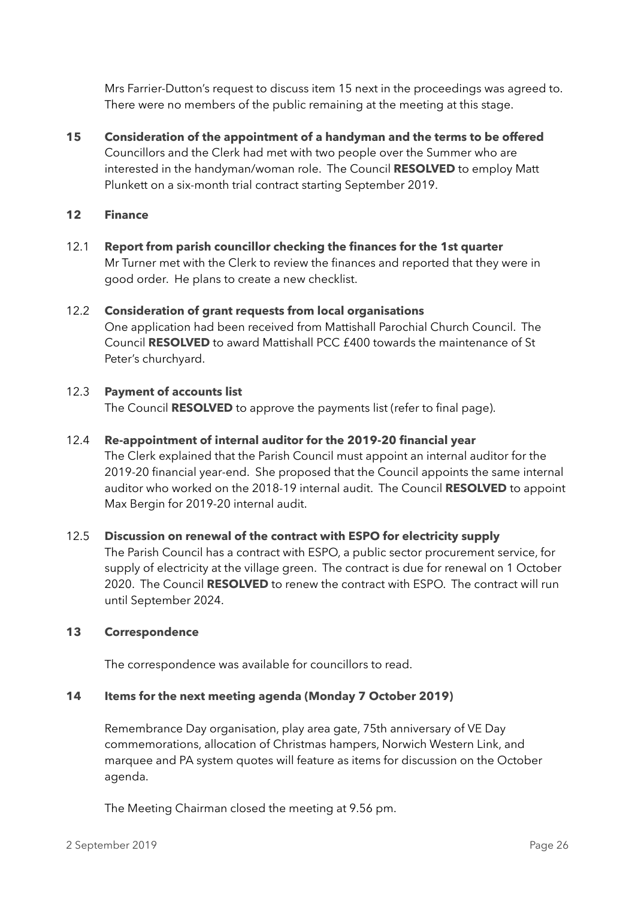Mrs Farrier-Dutton's request to discuss item 15 next in the proceedings was agreed to. There were no members of the public remaining at the meeting at this stage.

**15 Consideration of the appointment of a handyman and the terms to be offered**

Councillors and the Clerk had met with two people over the Summer who are interested in the handyman/woman role. The Council **RESOLVED** to employ Matt Plunkett on a six-month trial contract starting September 2019.

**12 Finance**

12.1 **Report from parish councillor checking the finances for the 1st quarter**

Mr Turner met with the Clerk to review the finances and reported that they were in good order. He plans to create a new checklist.

12.2 **Consideration of grant requests from local organisations**

One application had been received from Mattishall Parochial Church Council. The Council **RESOLVED** to award Mattishall PCC £400 towards the maintenance of St Peter's churchyard.

12.3 **Payment of accounts list**

The Council **RESOLVED** to approve the payments list (refer to final page).

12.4 **Re-appointment of internal auditor for the 2019-20 financial year**

The Clerk explained that the Parish Council must appoint an internal auditor for the 2019-20 financial year-end. She proposed that the Council appoints the same internal auditor who worked on the 2018-19 internal audit. The Council **RESOLVED** to appoint Max Bergin for 2019-20 internal audit.

12.5 **Discussion on renewal of the contract with ESPO for electricity supply**

The Parish Council has a contract with ESPO, a public sector procurement service, for supply of electricity at the village green. The contract is due for renewal on 1 October 2020. The Council **RESOLVED** to renew the contract with ESPO. The contract will run until September 2024.

**13 Correspondence**

The correspondence was available for councillors to read.

**14 Items for the next meeting agenda (Monday 7 October 2019)**

Remembrance Day organisation, play area gate, 75th anniversary of VE Day commemorations, allocation of Christmas hampers, Norwich Western Link, and marquee and PA system quotes will feature as items for discussion on the October agenda.

The Meeting Chairman closed the meeting at 9.56 pm.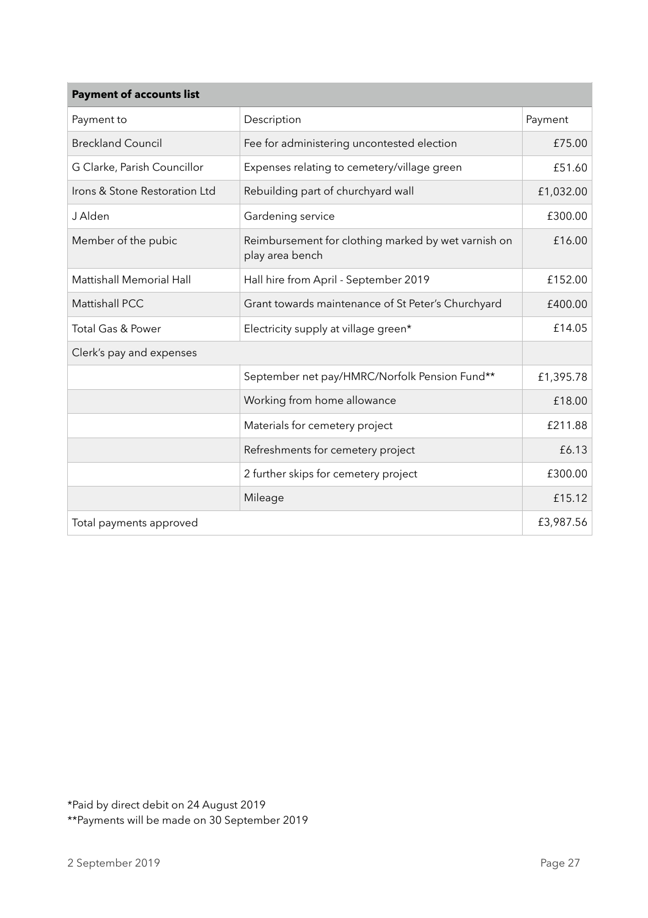| Payment of accounts list | | |
|---|---|---|
| Payment to | Description | Payment |
| Breckland Council | Fee for administering uncontested election | £75.00 |
| G Clarke, Parish Councillor | Expenses relating to cemetery/village green | £51.60 |
| Irons & Stone Restoration Ltd | Rebuilding part of churchyard wall | £1,032.00 |
| J Alden | Gardening service | £300.00 |
| Member of the pubic | Reimbursement for clothing marked by wet varnish on play area bench | £16.00 |
| Mattishall Memorial Hall | Hall hire from April - September 2019 | £152.00 |
| Mattishall PCC | Grant towards maintenance of St Peter's Churchyard | £400.00 |
| Total Gas & Power | Electricity supply at village green* | £14.05 |
| Clerk's pay and expenses | | |
| | September net pay/HMRC/Norfolk Pension Fund** | £1,395.78 |
| | Working from home allowance | £18.00 |
| | Materials for cemetery project | £211.88 |
| | Refreshments for cemetery project | £6.13 |
| | 2 further skips for cemetery project | £300.00 |
| | Mileage | £15.12 |
| Total payments approved | | £3,987.56 |

*Paid by direct debit on 24 August 2019
**Payments will be made on 30 September 2019